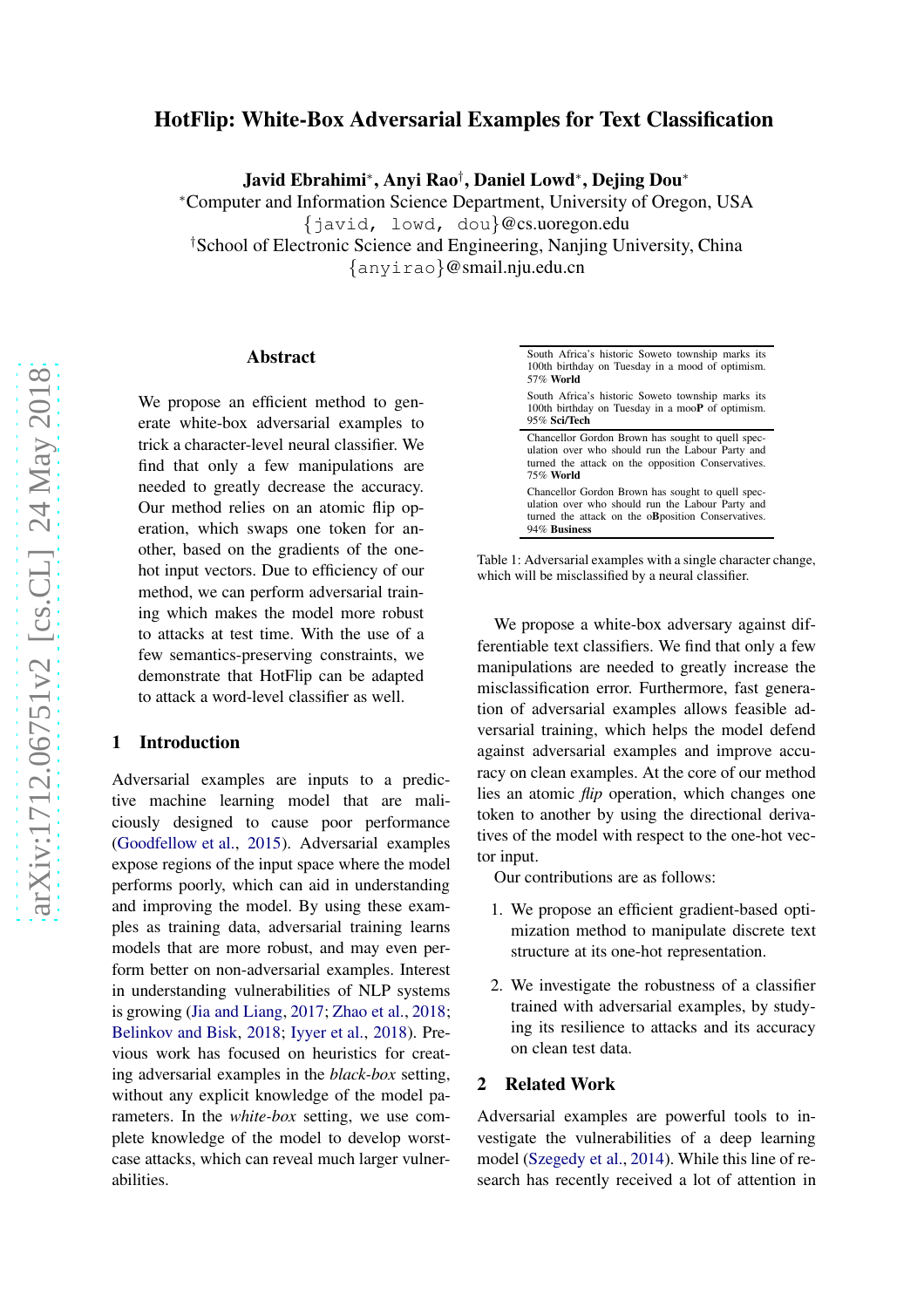# HotFlip: White-Box Adversarial Examples for Text Classification

**Javid Ebrahimi**[*], **Anyi Rao**[†], **Daniel Lowd**[*], **Dejing Dou**[*]

[*]Computer and Information Science Department, University of Oregon, USA
{javid, lowd, dou}@cs.uoregon.edu
[†]School of Electronic Science and Engineering, Nanjing University, China
{anyirao}@smail.nju.edu.cn

## Abstract

We propose an efficient method to generate white-box adversarial examples to trick a character-level neural classifier. We find that only a few manipulations are needed to greatly decrease the accuracy. Our method relies on an atomic flip operation, which swaps one token for another, based on the gradients of the one-hot input vectors. Due to efficiency of our method, we can perform adversarial training which makes the model more robust to attacks at test time. With the use of a few semantics-preserving constraints, we demonstrate that HotFlip can be adapted to attack a word-level classifier as well.

## 1 Introduction

Adversarial examples are inputs to a predictive machine learning model that are maliciously designed to cause poor performance (Goodfellow et al., 2015). Adversarial examples expose regions of the input space where the model performs poorly, which can aid in understanding and improving the model. By using these examples as training data, adversarial training learns models that are more robust, and may even perform better on non-adversarial examples. Interest in understanding vulnerabilities of NLP systems is growing (Jia and Liang, 2017; Zhao et al., 2018; Belinkov and Bisk, 2018; Iyyer et al., 2018). Previous work has focused on heuristics for creating adversarial examples in the *black-box* setting, without any explicit knowledge of the model parameters. In the *white-box* setting, we use complete knowledge of the model to develop worst-case attacks, which can reveal much larger vulnerabilities.

| |
|---|
| South Africa's historic Soweto township marks its 100th birthday on Tuesday in a mood of optimism. 57% **World** |
| South Africa's historic Soweto township marks its 100th birthday on Tuesday in a moo**P** of optimism. 95% **Sci/Tech** |
| Chancellor Gordon Brown has sought to quell speculation over who should run the Labour Party and turned the attack on the opposition Conservatives. 75% **World** |
| Chancellor Gordon Brown has sought to quell speculation over who should run the Labour Party and turned the attack on the o**B**position Conservatives. 94% **Business** |

Table 1: Adversarial examples with a single character change, which will be misclassified by a neural classifier.

We propose a white-box adversary against differentiable text classifiers. We find that only a few manipulations are needed to greatly increase the misclassification error. Furthermore, fast generation of adversarial examples allows feasible adversarial training, which helps the model defend against adversarial examples and improve accuracy on clean examples. At the core of our method lies an atomic *flip* operation, which changes one token to another by using the directional derivatives of the model with respect to the one-hot vector input.

Our contributions are as follows:

1. We propose an efficient gradient-based optimization method to manipulate discrete text structure at its one-hot representation.
2. We investigate the robustness of a classifier trained with adversarial examples, by studying its resilience to attacks and its accuracy on clean test data.

## 2 Related Work

Adversarial examples are powerful tools to investigate the vulnerabilities of a deep learning model (Szegedy et al., 2014). While this line of research has recently received a lot of attention in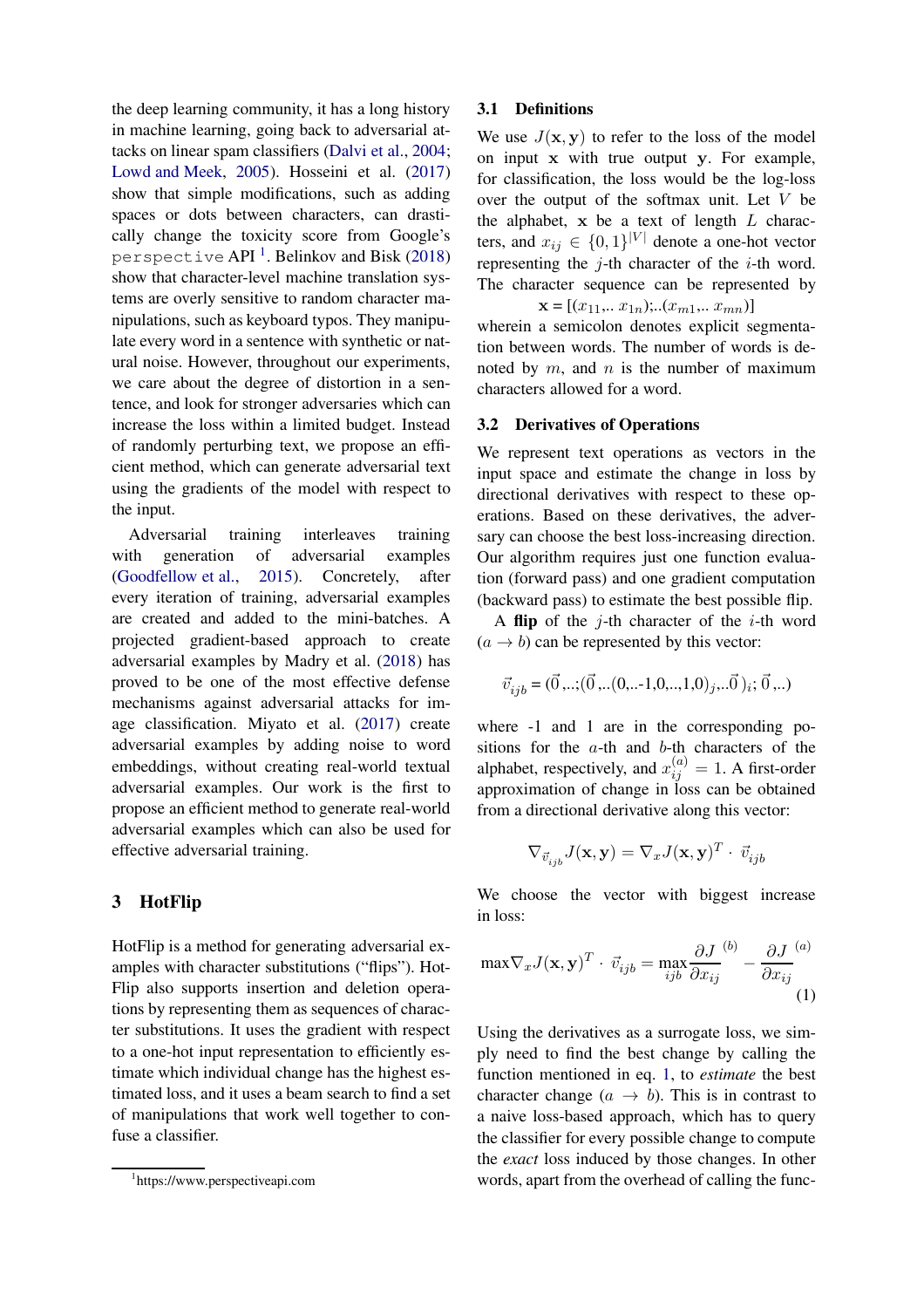the deep learning community, it has a long history in machine learning, going back to adversarial attacks on linear spam classifiers (Dalvi et al., 2004; Lowd and Meek, 2005). Hosseini et al. (2017) show that simple modifications, such as adding spaces or dots between characters, can drastically change the toxicity score from Google's `perspective` API [1]. Belinkov and Bisk (2018) show that character-level machine translation systems are overly sensitive to random character manipulations, such as keyboard typos. They manipulate every word in a sentence with synthetic or natural noise. However, throughout our experiments, we care about the degree of distortion in a sentence, and look for stronger adversaries which can increase the loss within a limited budget. Instead of randomly perturbing text, we propose an efficient method, which can generate adversarial text using the gradients of the model with respect to the input.

Adversarial training interleaves training with generation of adversarial examples (Goodfellow et al., 2015). Concretely, after every iteration of training, adversarial examples are created and added to the mini-batches. A projected gradient-based approach to create adversarial examples by Madry et al. (2018) has proved to be one of the most effective defense mechanisms against adversarial attacks for image classification. Miyato et al. (2017) create adversarial examples by adding noise to word embeddings, without creating real-world textual adversarial examples. Our work is the first to propose an efficient method to generate real-world adversarial examples which can also be used for effective adversarial training.

## 3 HotFlip

HotFlip is a method for generating adversarial examples with character substitutions ("flips"). HotFlip also supports insertion and deletion operations by representing them as sequences of character substitutions. It uses the gradient with respect to a one-hot input representation to efficiently estimate which individual change has the highest estimated loss, and it uses a beam search to find a set of manipulations that work well together to confuse a classifier.

### 3.1 Definitions

We use $J(\mathbf{x}, \mathbf{y})$ to refer to the loss of the model on input $\mathbf{x}$ with true output $\mathbf{y}$. For example, for classification, the loss would be the log-loss over the output of the softmax unit. Let $V$ be the alphabet, $\mathbf{x}$ be a text of length $L$ characters, and $x_{ij} \in \{0,1\}^{|V|}$ denote a one-hot vector representing the $j$-th character of the $i$-th word. The character sequence can be represented by

$$\mathbf{x} = [(x_{11},..\ x_{1n});..(x_{m1},..\ x_{mn})]$$

wherein a semicolon denotes explicit segmentation between words. The number of words is denoted by $m$, and $n$ is the number of maximum characters allowed for a word.

### 3.2 Derivatives of Operations

We represent text operations as vectors in the input space and estimate the change in loss by directional derivatives with respect to these operations. Based on these derivatives, the adversary can choose the best loss-increasing direction. Our algorithm requires just one function evaluation (forward pass) and one gradient computation (backward pass) to estimate the best possible flip.

A **flip** of the $j$-th character of the $i$-th word $(a \rightarrow b)$ can be represented by this vector:

$$\vec{v}_{ijb} = (\vec{0},..;(\vec{0},..(0,..\text{-}1,0,..,1,0)_j,..\vec{0}\,)_i;\,\vec{0}\,,..)$$

where -1 and 1 are in the corresponding positions for the $a$-th and $b$-th characters of the alphabet, respectively, and $x_{ij}^{(a)} = 1$. A first-order approximation of change in loss can be obtained from a directional derivative along this vector:

$$\nabla_{\vec{v}_{ijb}} J(\mathbf{x}, \mathbf{y}) = \nabla_x J(\mathbf{x}, \mathbf{y})^T \cdot \vec{v}_{ijb}$$

We choose the vector with biggest increase in loss:

$$\max \nabla_x J(\mathbf{x}, \mathbf{y})^T \cdot \vec{v}_{ijb} = \max_{ijb} \frac{\partial J}{\partial x_{ij}}^{(b)} - \frac{\partial J}{\partial x_{ij}}^{(a)} \tag{1}$$

Using the derivatives as a surrogate loss, we simply need to find the best change by calling the function mentioned in eq. 1, to *estimate* the best character change $(a \rightarrow b)$. This is in contrast to a naive loss-based approach, which has to query the classifier for every possible change to compute the *exact* loss induced by those changes. In other words, apart from the overhead of calling the func-

[1] https://www.perspectiveapi.com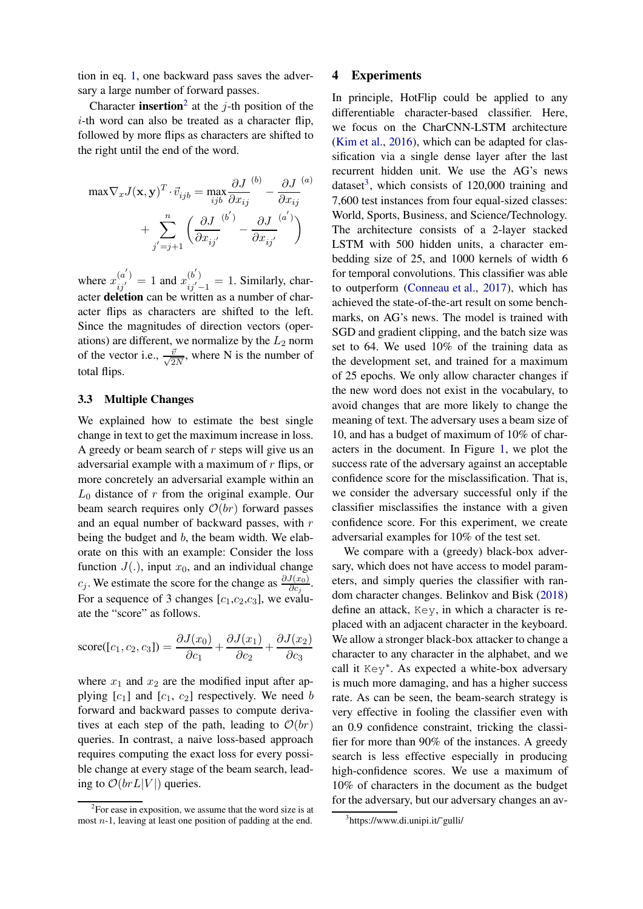tion in eq. 1, one backward pass saves the adversary a large number of forward passes.

Character **insertion**[2] at the $j$-th position of the $i$-th word can also be treated as a character flip, followed by more flips as characters are shifted to the right until the end of the word.

$$\max \nabla_x J(\mathbf{x}, \mathbf{y})^T \cdot \vec{v}_{ijb} = \max_{ijb} \frac{\partial J}{\partial x_{ij}}^{(b)} - \frac{\partial J}{\partial x_{ij}}^{(a)} + \sum_{j'=j+1}^{n} \left( \frac{\partial J}{\partial x_{ij'}}^{(b')} - \frac{\partial J}{\partial x_{ij'}}^{(a')} \right)$$

where $x_{ij'}^{(a')} = 1$ and $x_{ij'-1}^{(b')} = 1$. Similarly, character **deletion** can be written as a number of character flips as characters are shifted to the left. Since the magnitudes of direction vectors (operations) are different, we normalize by the $L_2$ norm of the vector i.e., $\frac{\vec{v}}{\sqrt{2N}}$, where N is the number of total flips.

### 3.3 Multiple Changes

We explained how to estimate the best single change in text to get the maximum increase in loss. A greedy or beam search of $r$ steps will give us an adversarial example with a maximum of $r$ flips, or more concretely an adversarial example within an $L_0$ distance of $r$ from the original example. Our beam search requires only $\mathcal{O}(br)$ forward passes and an equal number of backward passes, with $r$ being the budget and $b$, the beam width. We elaborate on this with an example: Consider the loss function $J(.)$, input $x_0$, and an individual change $c_j$. We estimate the score for the change as $\frac{\partial J(x_0)}{\partial c_j}$. For a sequence of 3 changes [$c_1$,$c_2$,$c_3$], we evaluate the "score" as follows.

$$\text{score}([c_1, c_2, c_3]) = \frac{\partial J(x_0)}{\partial c_1} + \frac{\partial J(x_1)}{\partial c_2} + \frac{\partial J(x_2)}{\partial c_3}$$

where $x_1$ and $x_2$ are the modified input after applying [$c_1$] and [$c_1$, $c_2$] respectively. We need $b$ forward and backward passes to compute derivatives at each step of the path, leading to $\mathcal{O}(br)$ queries. In contrast, a naive loss-based approach requires computing the exact loss for every possible change at every stage of the beam search, leading to $\mathcal{O}(brL|V|)$ queries.

[2] For ease in exposition, we assume that the word size is at most $n$-1, leaving at least one position of padding at the end.

## 4 Experiments

In principle, HotFlip could be applied to any differentiable character-based classifier. Here, we focus on the CharCNN-LSTM architecture (Kim et al., 2016), which can be adapted for classification via a single dense layer after the last recurrent hidden unit. We use the AG's news dataset[3], which consists of 120,000 training and 7,600 test instances from four equal-sized classes: World, Sports, Business, and Science/Technology. The architecture consists of a 2-layer stacked LSTM with 500 hidden units, a character embedding size of 25, and 1000 kernels of width 6 for temporal convolutions. This classifier was able to outperform (Conneau et al., 2017), which has achieved the state-of-the-art result on some benchmarks, on AG's news. The model is trained with SGD and gradient clipping, and the batch size was set to 64. We used 10% of the training data as the development set, and trained for a maximum of 25 epochs. We only allow character changes if the new word does not exist in the vocabulary, to avoid changes that are more likely to change the meaning of text. The adversary uses a beam size of 10, and has a budget of maximum of 10% of characters in the document. In Figure 1, we plot the success rate of the adversary against an acceptable confidence score for the misclassification. That is, we consider the adversary successful only if the classifier misclassifies the instance with a given confidence score. For this experiment, we create adversarial examples for 10% of the test set.

We compare with a (greedy) black-box adversary, which does not have access to model parameters, and simply queries the classifier with random character changes. Belinkov and Bisk (2018) define an attack, `Key`, in which a character is replaced with an adjacent character in the keyboard. We allow a stronger black-box attacker to change a character to any character in the alphabet, and we call it `Key`*. As expected a white-box adversary is much more damaging, and has a higher success rate. As can be seen, the beam-search strategy is very effective in fooling the classifier even with an 0.9 confidence constraint, tricking the classifier for more than 90% of the instances. A greedy search is less effective especially in producing high-confidence scores. We use a maximum of 10% of characters in the document as the budget for the adversary, but our adversary changes an av-

[3] https://www.di.unipi.it/˜gulli/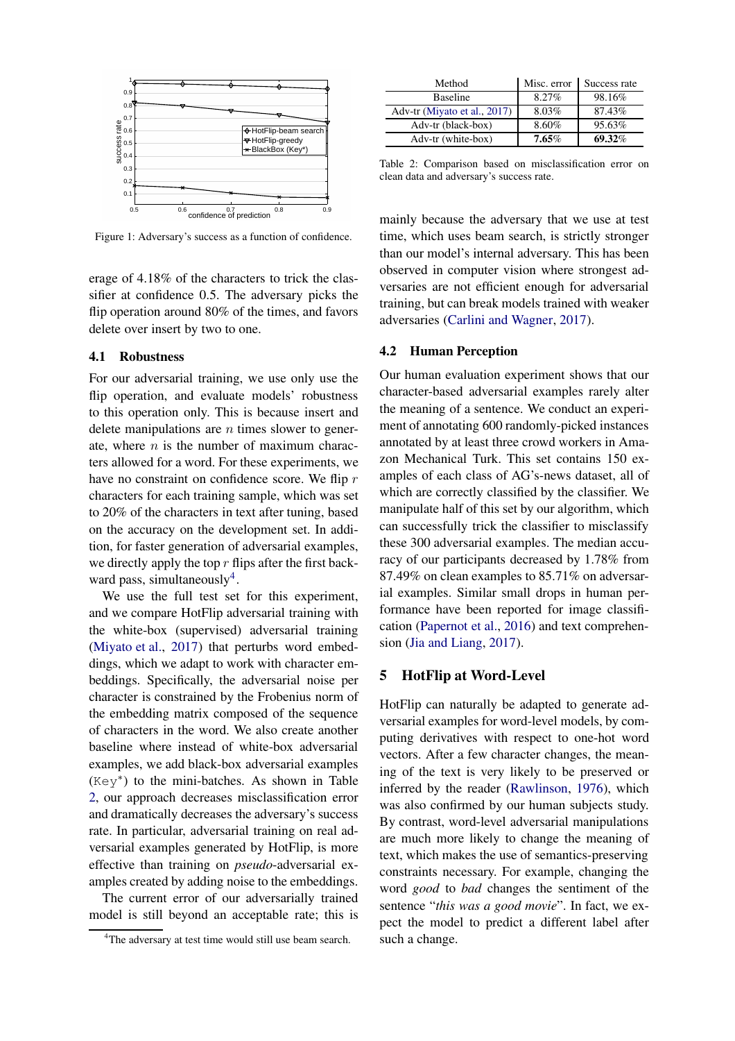Figure 1: Adversary's success as a function of confidence.

erage of 4.18% of the characters to trick the classifier at confidence 0.5. The adversary picks the flip operation around 80% of the times, and favors delete over insert by two to one.

### 4.1 Robustness

For our adversarial training, we use only use the flip operation, and evaluate models' robustness to this operation only. This is because insert and delete manipulations are $n$ times slower to generate, where $n$ is the number of maximum characters allowed for a word. For these experiments, we have no constraint on confidence score. We flip $r$ characters for each training sample, which was set to 20% of the characters in text after tuning, based on the accuracy on the development set. In addition, for faster generation of adversarial examples, we directly apply the top $r$ flips after the first backward pass, simultaneously[4].

We use the full test set for this experiment, and we compare HotFlip adversarial training with the white-box (supervised) adversarial training (Miyato et al., 2017) that perturbs word embeddings, which we adapt to work with character embeddings. Specifically, the adversarial noise per character is constrained by the Frobenius norm of the embedding matrix composed of the sequence of characters in the word. We also create another baseline where instead of white-box adversarial examples, we add black-box adversarial examples (`Key*`) to the mini-batches. As shown in Table 2, our approach decreases misclassification error and dramatically decreases the adversary's success rate. In particular, adversarial training on real adversarial examples generated by HotFlip, is more effective than training on *pseudo*-adversarial examples created by adding noise to the embeddings.

The current error of our adversarially trained model is still beyond an acceptable rate; this is mainly because the adversary that we use at test time, which uses beam search, is strictly stronger than our model's internal adversary. This has been observed in computer vision where strongest adversaries are not efficient enough for adversarial training, but can break models trained with weaker adversaries (Carlini and Wagner, 2017).

[4] The adversary at test time would still use beam search.

| Method | Misc. error | Success rate |
|---|---|---|
| Baseline | 8.27% | 98.16% |
| Adv-tr (Miyato et al., 2017) | 8.03% | 87.43% |
| Adv-tr (black-box) | 8.60% | 95.63% |
| Adv-tr (white-box) | **7.65%** | **69.32%** |

Table 2: Comparison based on misclassification error on clean data and adversary's success rate.

### 4.2 Human Perception

Our human evaluation experiment shows that our character-based adversarial examples rarely alter the meaning of a sentence. We conduct an experiment of annotating 600 randomly-picked instances annotated by at least three crowd workers in Amazon Mechanical Turk. This set contains 150 examples of each class of AG's-news dataset, all of which are correctly classified by the classifier. We manipulate half of this set by our algorithm, which can successfully trick the classifier to misclassify these 300 adversarial examples. The median accuracy of our participants decreased by 1.78% from 87.49% on clean examples to 85.71% on adversarial examples. Similar small drops in human performance have been reported for image classification (Papernot et al., 2016) and text comprehension (Jia and Liang, 2017).

## 5 HotFlip at Word-Level

HotFlip can naturally be adapted to generate adversarial examples for word-level models, by computing derivatives with respect to one-hot word vectors. After a few character changes, the meaning of the text is very likely to be preserved or inferred by the reader (Rawlinson, 1976), which was also confirmed by our human subjects study. By contrast, word-level adversarial manipulations are much more likely to change the meaning of text, which makes the use of semantics-preserving constraints necessary. For example, changing the word *good* to *bad* changes the sentiment of the sentence "*this was a good movie*". In fact, we expect the model to predict a different label after such a change.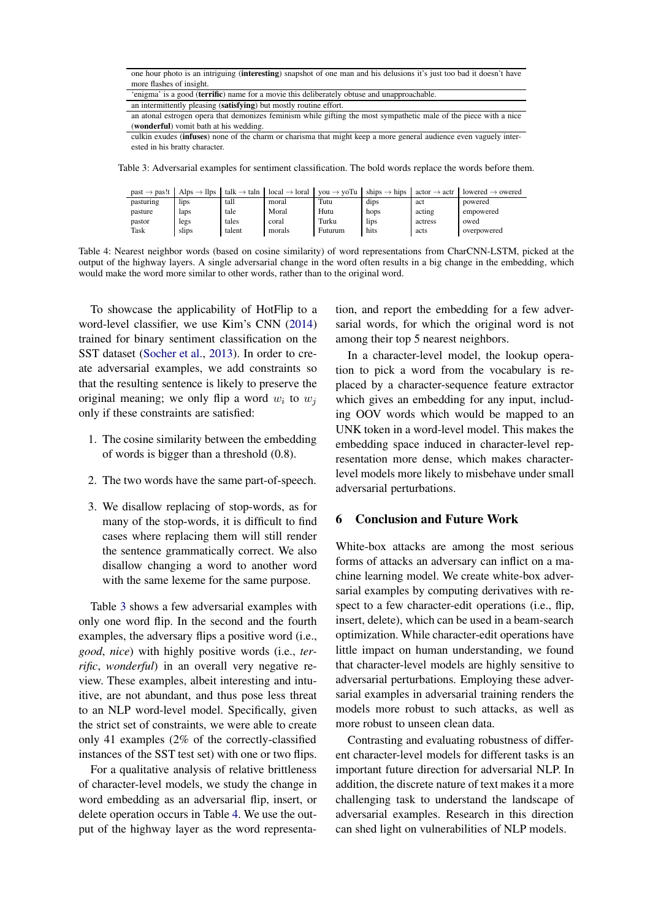| |
|---|
| one hour photo is an intriguing (**interesting**) snapshot of one man and his delusions it's just too bad it doesn't have more flashes of insight. |
| 'enigma' is a good (**terrific**) name for a movie this deliberately obtuse and unapproachable. |
| an intermittently pleasing (**satisfying**) but mostly routine effort. |
| an atonal estrogen opera that demonizes feminism while gifting the most sympathetic male of the piece with a nice (**wonderful**) vomit bath at his wedding. |
| culkin exudes (**infuses**) none of the charm or charisma that might keep a more general audience even vaguely interested in his bratty character. |

Table 3: Adversarial examples for sentiment classification. The bold words replace the words before them.

| past → pas!t | Alps → llps | talk → taln | local → loral | you → yoTu | ships → hips | actor → actr | lowered → owered |
|---|---|---|---|---|---|---|---|
| pasturing | lips | tall | moral | Tutu | dips | act | powered |
| pasture | laps | tale | Moral | Hutu | hops | acting | empowered |
| pastor | legs | tales | coral | Turku | lips | actress | owed |
| Task | slips | talent | morals | Futurum | hits | acts | overpowered |

Table 4: Nearest neighbor words (based on cosine similarity) of word representations from CharCNN-LSTM, picked at the output of the highway layers. A single adversarial change in the word often results in a big change in the embedding, which would make the word more similar to other words, rather than to the original word.

To showcase the applicability of HotFlip to a word-level classifier, we use Kim's CNN (2014) trained for binary sentiment classification on the SST dataset (Socher et al., 2013). In order to create adversarial examples, we add constraints so that the resulting sentence is likely to preserve the original meaning; we only flip a word $w_i$ to $w_j$ only if these constraints are satisfied:

1. The cosine similarity between the embedding of words is bigger than a threshold (0.8).
2. The two words have the same part-of-speech.
3. We disallow replacing of stop-words, as for many of the stop-words, it is difficult to find cases where replacing them will still render the sentence grammatically correct. We also disallow changing a word to another word with the same lexeme for the same purpose.

Table 3 shows a few adversarial examples with only one word flip. In the second and the fourth examples, the adversary flips a positive word (i.e., *good*, *nice*) with highly positive words (i.e., *terrific*, *wonderful*) in an overall very negative review. These examples, albeit interesting and intuitive, are not abundant, and thus pose less threat to an NLP word-level model. Specifically, given the strict set of constraints, we were able to create only 41 examples (2% of the correctly-classified instances of the SST test set) with one or two flips.

For a qualitative analysis of relative brittleness of character-level models, we study the change in word embedding as an adversarial flip, insert, or delete operation occurs in Table 4. We use the output of the highway layer as the word representation, and report the embedding for a few adversarial words, for which the original word is not among their top 5 nearest neighbors.

In a character-level model, the lookup operation to pick a word from the vocabulary is replaced by a character-sequence feature extractor which gives an embedding for any input, including OOV words which would be mapped to an UNK token in a word-level model. This makes the embedding space induced in character-level representation more dense, which makes character-level models more likely to misbehave under small adversarial perturbations.

## 6 Conclusion and Future Work

White-box attacks are among the most serious forms of attacks an adversary can inflict on a machine learning model. We create white-box adversarial examples by computing derivatives with respect to a few character-edit operations (i.e., flip, insert, delete), which can be used in a beam-search optimization. While character-edit operations have little impact on human understanding, we found that character-level models are highly sensitive to adversarial perturbations. Employing these adversarial examples in adversarial training renders the models more robust to such attacks, as well as more robust to unseen clean data.

Contrasting and evaluating robustness of different character-level models for different tasks is an important future direction for adversarial NLP. In addition, the discrete nature of text makes it a more challenging task to understand the landscape of adversarial examples. Research in this direction can shed light on vulnerabilities of NLP models.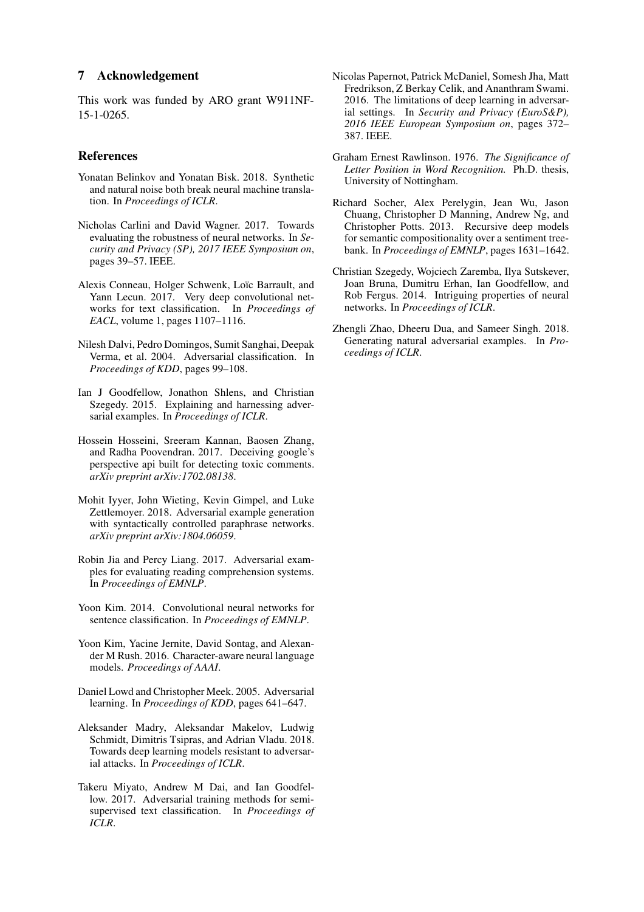## 7 Acknowledgement

This work was funded by ARO grant W911NF-15-1-0265.

## References

Yonatan Belinkov and Yonatan Bisk. 2018. Synthetic and natural noise both break neural machine translation. In *Proceedings of ICLR*.

Nicholas Carlini and David Wagner. 2017. Towards evaluating the robustness of neural networks. In *Security and Privacy (SP), 2017 IEEE Symposium on*, pages 39–57. IEEE.

Alexis Conneau, Holger Schwenk, Loïc Barrault, and Yann Lecun. 2017. Very deep convolutional networks for text classification. In *Proceedings of EACL*, volume 1, pages 1107–1116.

Nilesh Dalvi, Pedro Domingos, Sumit Sanghai, Deepak Verma, et al. 2004. Adversarial classification. In *Proceedings of KDD*, pages 99–108.

Ian J Goodfellow, Jonathon Shlens, and Christian Szegedy. 2015. Explaining and harnessing adversarial examples. In *Proceedings of ICLR*.

Hossein Hosseini, Sreeram Kannan, Baosen Zhang, and Radha Poovendran. 2017. Deceiving google's perspective api built for detecting toxic comments. *arXiv preprint arXiv:1702.08138*.

Mohit Iyyer, John Wieting, Kevin Gimpel, and Luke Zettlemoyer. 2018. Adversarial example generation with syntactically controlled paraphrase networks. *arXiv preprint arXiv:1804.06059*.

Robin Jia and Percy Liang. 2017. Adversarial examples for evaluating reading comprehension systems. In *Proceedings of EMNLP*.

Yoon Kim. 2014. Convolutional neural networks for sentence classification. In *Proceedings of EMNLP*.

Yoon Kim, Yacine Jernite, David Sontag, and Alexander M Rush. 2016. Character-aware neural language models. *Proceedings of AAAI*.

Daniel Lowd and Christopher Meek. 2005. Adversarial learning. In *Proceedings of KDD*, pages 641–647.

Aleksander Madry, Aleksandar Makelov, Ludwig Schmidt, Dimitris Tsipras, and Adrian Vladu. 2018. Towards deep learning models resistant to adversarial attacks. In *Proceedings of ICLR*.

Takeru Miyato, Andrew M Dai, and Ian Goodfellow. 2017. Adversarial training methods for semi-supervised text classification. In *Proceedings of ICLR*.

Nicolas Papernot, Patrick McDaniel, Somesh Jha, Matt Fredrikson, Z Berkay Celik, and Ananthram Swami. 2016. The limitations of deep learning in adversarial settings. In *Security and Privacy (EuroS&P), 2016 IEEE European Symposium on*, pages 372–387. IEEE.

Graham Ernest Rawlinson. 1976. *The Significance of Letter Position in Word Recognition.* Ph.D. thesis, University of Nottingham.

Richard Socher, Alex Perelygin, Jean Wu, Jason Chuang, Christopher D Manning, Andrew Ng, and Christopher Potts. 2013. Recursive deep models for semantic compositionality over a sentiment treebank. In *Proceedings of EMNLP*, pages 1631–1642.

Christian Szegedy, Wojciech Zaremba, Ilya Sutskever, Joan Bruna, Dumitru Erhan, Ian Goodfellow, and Rob Fergus. 2014. Intriguing properties of neural networks. In *Proceedings of ICLR*.

Zhengli Zhao, Dheeru Dua, and Sameer Singh. 2018. Generating natural adversarial examples. In *Proceedings of ICLR*.